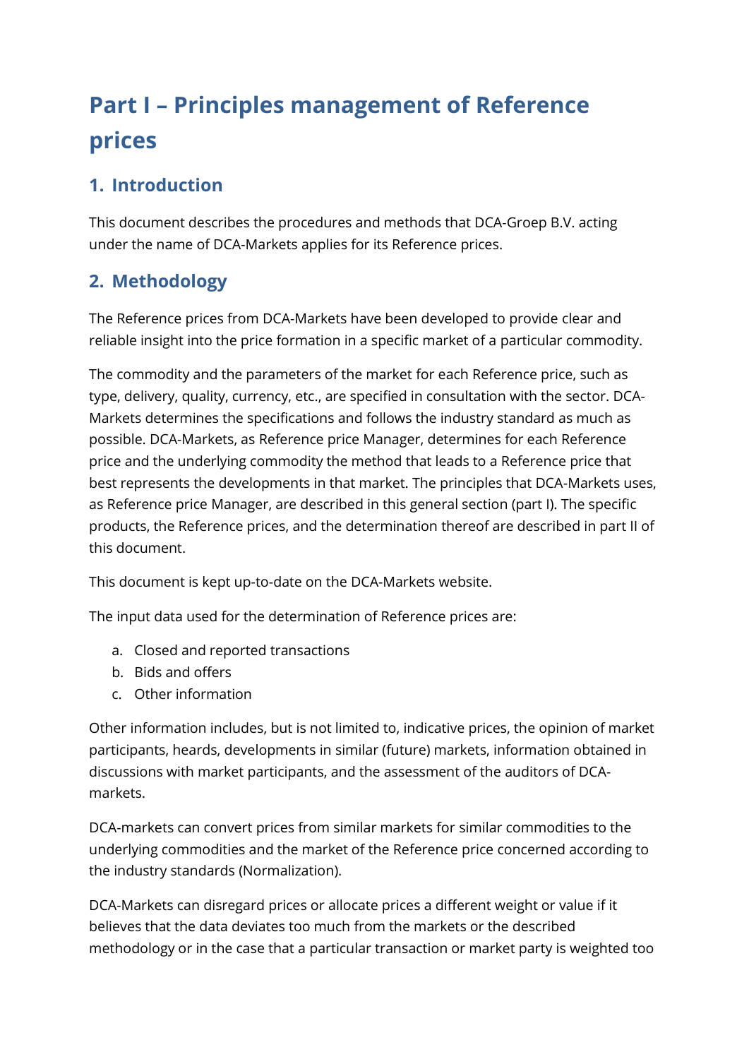# Part I – Principles management of Reference prices

## 1. Introduction

This document describes the procedures and methods that DCA-Groep B.V. acting under the name of DCA-Markets applies for its Reference prices.

## 2. Methodology

The Reference prices from DCA-Markets have been developed to provide clear and reliable insight into the price formation in a specific market of a particular commodity.

The commodity and the parameters of the market for each Reference price, such as type, delivery, quality, currency, etc., are specified in consultation with the sector. DCA-Markets determines the specifications and follows the industry standard as much as possible. DCA-Markets, as Reference price Manager, determines for each Reference price and the underlying commodity the method that leads to a Reference price that best represents the developments in that market. The principles that DCA-Markets uses, as Reference price Manager, are described in this general section (part I). The specific products, the Reference prices, and the determination thereof are described in part II of this document.

This document is kept up-to-date on the DCA-Markets website.

The input data used for the determination of Reference prices are:

a. Closed and reported transactions
b. Bids and offers
c. Other information

Other information includes, but is not limited to, indicative prices, the opinion of market participants, heards, developments in similar (future) markets, information obtained in discussions with market participants, and the assessment of the auditors of DCA-markets.

DCA-markets can convert prices from similar markets for similar commodities to the underlying commodities and the market of the Reference price concerned according to the industry standards (Normalization).

DCA-Markets can disregard prices or allocate prices a different weight or value if it believes that the data deviates too much from the markets or the described methodology or in the case that a particular transaction or market party is weighted too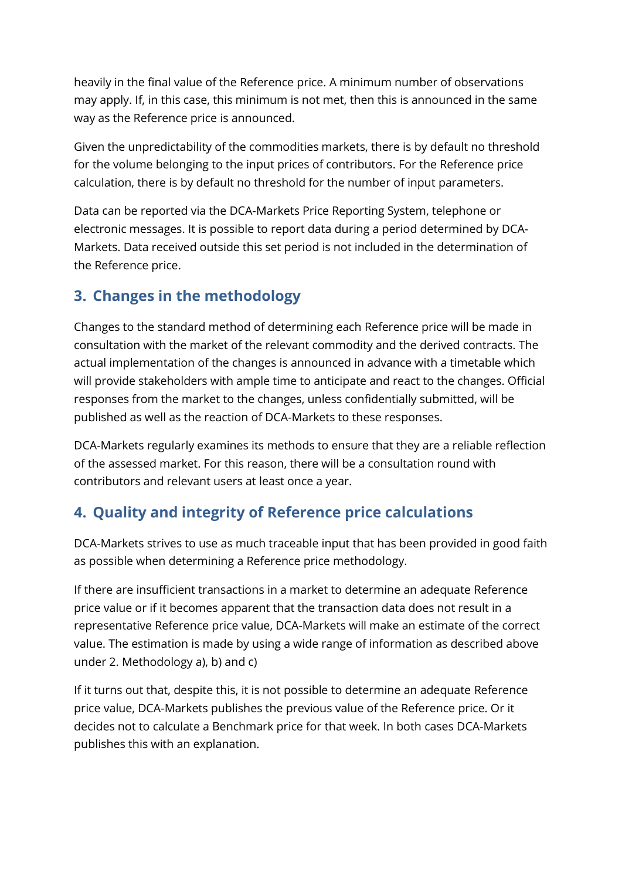heavily in the final value of the Reference price. A minimum number of observations may apply. If, in this case, this minimum is not met, then this is announced in the same way as the Reference price is announced.

Given the unpredictability of the commodities markets, there is by default no threshold for the volume belonging to the input prices of contributors. For the Reference price calculation, there is by default no threshold for the number of input parameters.

Data can be reported via the DCA-Markets Price Reporting System, telephone or electronic messages. It is possible to report data during a period determined by DCA-Markets. Data received outside this set period is not included in the determination of the Reference price.

## 3. Changes in the methodology

Changes to the standard method of determining each Reference price will be made in consultation with the market of the relevant commodity and the derived contracts. The actual implementation of the changes is announced in advance with a timetable which will provide stakeholders with ample time to anticipate and react to the changes. Official responses from the market to the changes, unless confidentially submitted, will be published as well as the reaction of DCA-Markets to these responses.

DCA-Markets regularly examines its methods to ensure that they are a reliable reflection of the assessed market. For this reason, there will be a consultation round with contributors and relevant users at least once a year.

## 4. Quality and integrity of Reference price calculations

DCA-Markets strives to use as much traceable input that has been provided in good faith as possible when determining a Reference price methodology.

If there are insufficient transactions in a market to determine an adequate Reference price value or if it becomes apparent that the transaction data does not result in a representative Reference price value, DCA-Markets will make an estimate of the correct value. The estimation is made by using a wide range of information as described above under 2. Methodology a), b) and c)

If it turns out that, despite this, it is not possible to determine an adequate Reference price value, DCA-Markets publishes the previous value of the Reference price. Or it decides not to calculate a Benchmark price for that week. In both cases DCA-Markets publishes this with an explanation.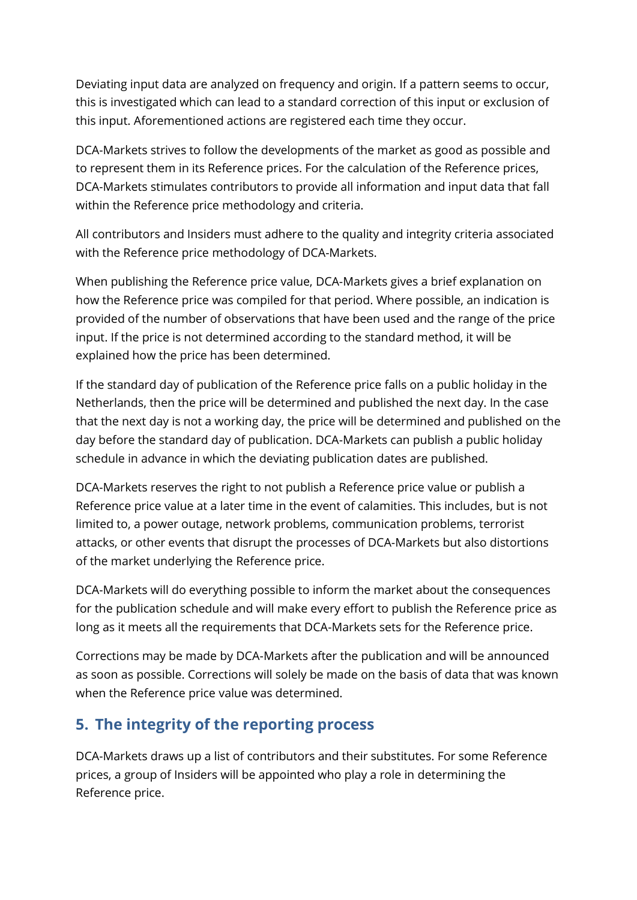Deviating input data are analyzed on frequency and origin. If a pattern seems to occur, this is investigated which can lead to a standard correction of this input or exclusion of this input. Aforementioned actions are registered each time they occur.

DCA-Markets strives to follow the developments of the market as good as possible and to represent them in its Reference prices. For the calculation of the Reference prices, DCA-Markets stimulates contributors to provide all information and input data that fall within the Reference price methodology and criteria.

All contributors and Insiders must adhere to the quality and integrity criteria associated with the Reference price methodology of DCA-Markets.

When publishing the Reference price value, DCA-Markets gives a brief explanation on how the Reference price was compiled for that period. Where possible, an indication is provided of the number of observations that have been used and the range of the price input. If the price is not determined according to the standard method, it will be explained how the price has been determined.

If the standard day of publication of the Reference price falls on a public holiday in the Netherlands, then the price will be determined and published the next day. In the case that the next day is not a working day, the price will be determined and published on the day before the standard day of publication. DCA-Markets can publish a public holiday schedule in advance in which the deviating publication dates are published.

DCA-Markets reserves the right to not publish a Reference price value or publish a Reference price value at a later time in the event of calamities. This includes, but is not limited to, a power outage, network problems, communication problems, terrorist attacks, or other events that disrupt the processes of DCA-Markets but also distortions of the market underlying the Reference price.

DCA-Markets will do everything possible to inform the market about the consequences for the publication schedule and will make every effort to publish the Reference price as long as it meets all the requirements that DCA-Markets sets for the Reference price.

Corrections may be made by DCA-Markets after the publication and will be announced as soon as possible. Corrections will solely be made on the basis of data that was known when the Reference price value was determined.

## 5. The integrity of the reporting process

DCA-Markets draws up a list of contributors and their substitutes. For some Reference prices, a group of Insiders will be appointed who play a role in determining the Reference price.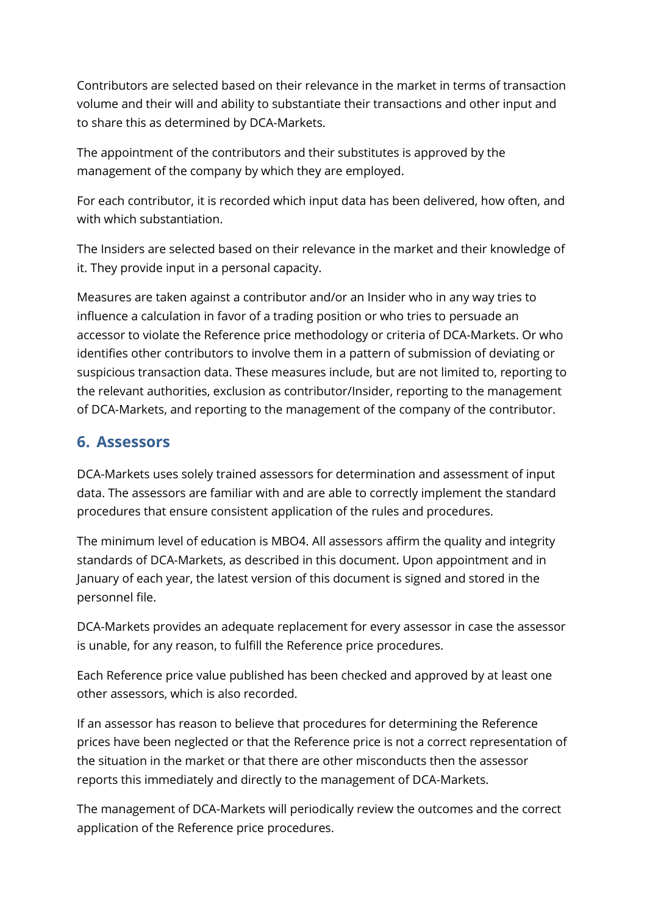Contributors are selected based on their relevance in the market in terms of transaction volume and their will and ability to substantiate their transactions and other input and to share this as determined by DCA-Markets.

The appointment of the contributors and their substitutes is approved by the management of the company by which they are employed.

For each contributor, it is recorded which input data has been delivered, how often, and with which substantiation.

The Insiders are selected based on their relevance in the market and their knowledge of it. They provide input in a personal capacity.

Measures are taken against a contributor and/or an Insider who in any way tries to influence a calculation in favor of a trading position or who tries to persuade an accessor to violate the Reference price methodology or criteria of DCA-Markets. Or who identifies other contributors to involve them in a pattern of submission of deviating or suspicious transaction data. These measures include, but are not limited to, reporting to the relevant authorities, exclusion as contributor/Insider, reporting to the management of DCA-Markets, and reporting to the management of the company of the contributor.

## 6. Assessors

DCA-Markets uses solely trained assessors for determination and assessment of input data. The assessors are familiar with and are able to correctly implement the standard procedures that ensure consistent application of the rules and procedures.

The minimum level of education is MBO4. All assessors affirm the quality and integrity standards of DCA-Markets, as described in this document. Upon appointment and in January of each year, the latest version of this document is signed and stored in the personnel file.

DCA-Markets provides an adequate replacement for every assessor in case the assessor is unable, for any reason, to fulfill the Reference price procedures.

Each Reference price value published has been checked and approved by at least one other assessors, which is also recorded.

If an assessor has reason to believe that procedures for determining the Reference prices have been neglected or that the Reference price is not a correct representation of the situation in the market or that there are other misconducts then the assessor reports this immediately and directly to the management of DCA-Markets.

The management of DCA-Markets will periodically review the outcomes and the correct application of the Reference price procedures.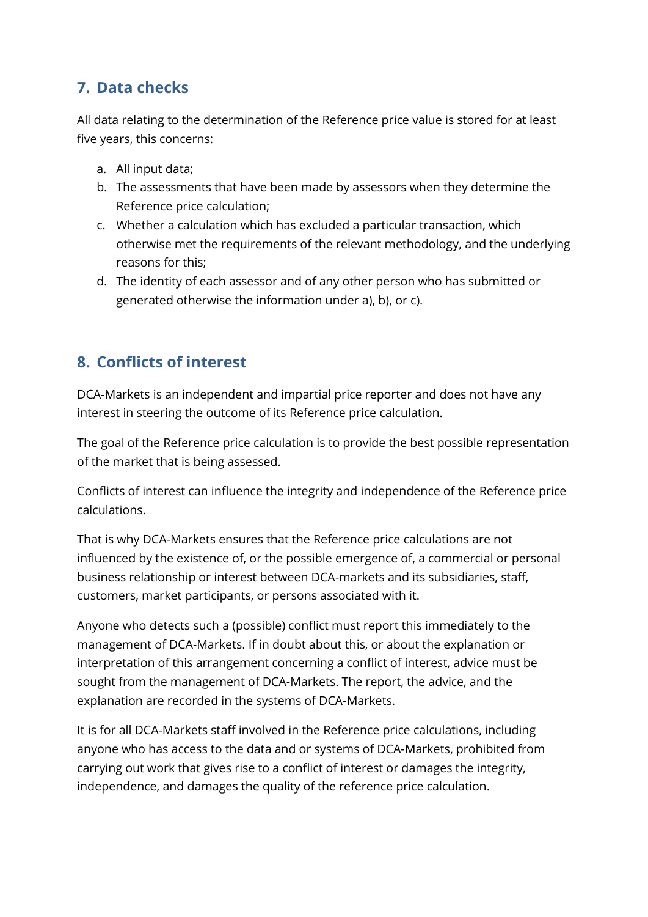## 7. Data checks

All data relating to the determination of the Reference price value is stored for at least five years, this concerns:

a. All input data;
b. The assessments that have been made by assessors when they determine the Reference price calculation;
c. Whether a calculation which has excluded a particular transaction, which otherwise met the requirements of the relevant methodology, and the underlying reasons for this;
d. The identity of each assessor and of any other person who has submitted or generated otherwise the information under a), b), or c).

## 8. Conflicts of interest

DCA-Markets is an independent and impartial price reporter and does not have any interest in steering the outcome of its Reference price calculation.

The goal of the Reference price calculation is to provide the best possible representation of the market that is being assessed.

Conflicts of interest can influence the integrity and independence of the Reference price calculations.

That is why DCA-Markets ensures that the Reference price calculations are not influenced by the existence of, or the possible emergence of, a commercial or personal business relationship or interest between DCA-markets and its subsidiaries, staff, customers, market participants, or persons associated with it.

Anyone who detects such a (possible) conflict must report this immediately to the management of DCA-Markets. If in doubt about this, or about the explanation or interpretation of this arrangement concerning a conflict of interest, advice must be sought from the management of DCA-Markets. The report, the advice, and the explanation are recorded in the systems of DCA-Markets.

It is for all DCA-Markets staff involved in the Reference price calculations, including anyone who has access to the data and or systems of DCA-Markets, prohibited from carrying out work that gives rise to a conflict of interest or damages the integrity, independence, and damages the quality of the reference price calculation.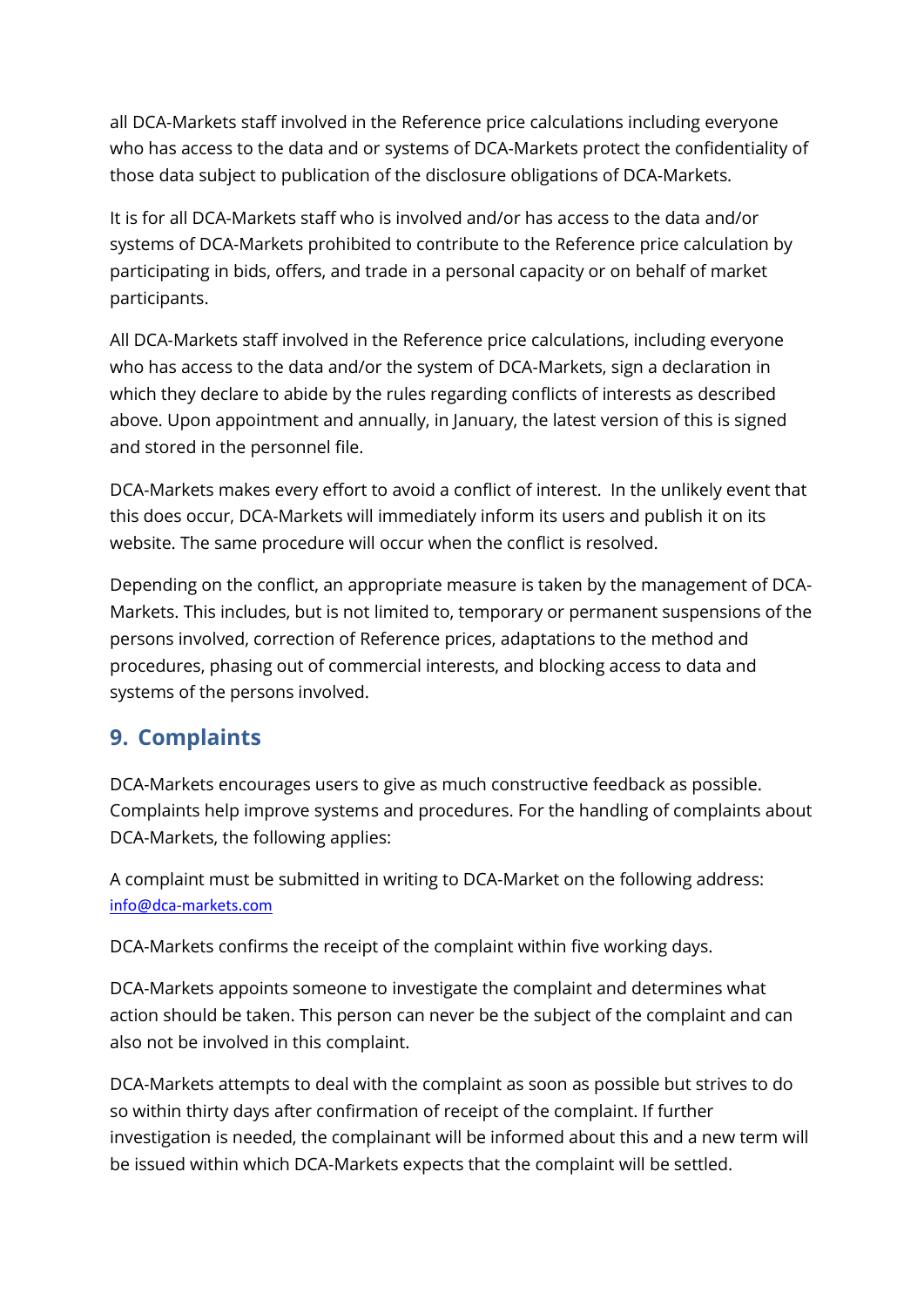all DCA-Markets staff involved in the Reference price calculations including everyone who has access to the data and or systems of DCA-Markets protect the confidentiality of those data subject to publication of the disclosure obligations of DCA-Markets.

It is for all DCA-Markets staff who is involved and/or has access to the data and/or systems of DCA-Markets prohibited to contribute to the Reference price calculation by participating in bids, offers, and trade in a personal capacity or on behalf of market participants.

All DCA-Markets staff involved in the Reference price calculations, including everyone who has access to the data and/or the system of DCA-Markets, sign a declaration in which they declare to abide by the rules regarding conflicts of interests as described above. Upon appointment and annually, in January, the latest version of this is signed and stored in the personnel file.

DCA-Markets makes every effort to avoid a conflict of interest. In the unlikely event that this does occur, DCA-Markets will immediately inform its users and publish it on its website. The same procedure will occur when the conflict is resolved.

Depending on the conflict, an appropriate measure is taken by the management of DCA-Markets. This includes, but is not limited to, temporary or permanent suspensions of the persons involved, correction of Reference prices, adaptations to the method and procedures, phasing out of commercial interests, and blocking access to data and systems of the persons involved.

## 9. Complaints

DCA-Markets encourages users to give as much constructive feedback as possible. Complaints help improve systems and procedures. For the handling of complaints about DCA-Markets, the following applies:

A complaint must be submitted in writing to DCA-Market on the following address: info@dca-markets.com

DCA-Markets confirms the receipt of the complaint within five working days.

DCA-Markets appoints someone to investigate the complaint and determines what action should be taken. This person can never be the subject of the complaint and can also not be involved in this complaint.

DCA-Markets attempts to deal with the complaint as soon as possible but strives to do so within thirty days after confirmation of receipt of the complaint. If further investigation is needed, the complainant will be informed about this and a new term will be issued within which DCA-Markets expects that the complaint will be settled.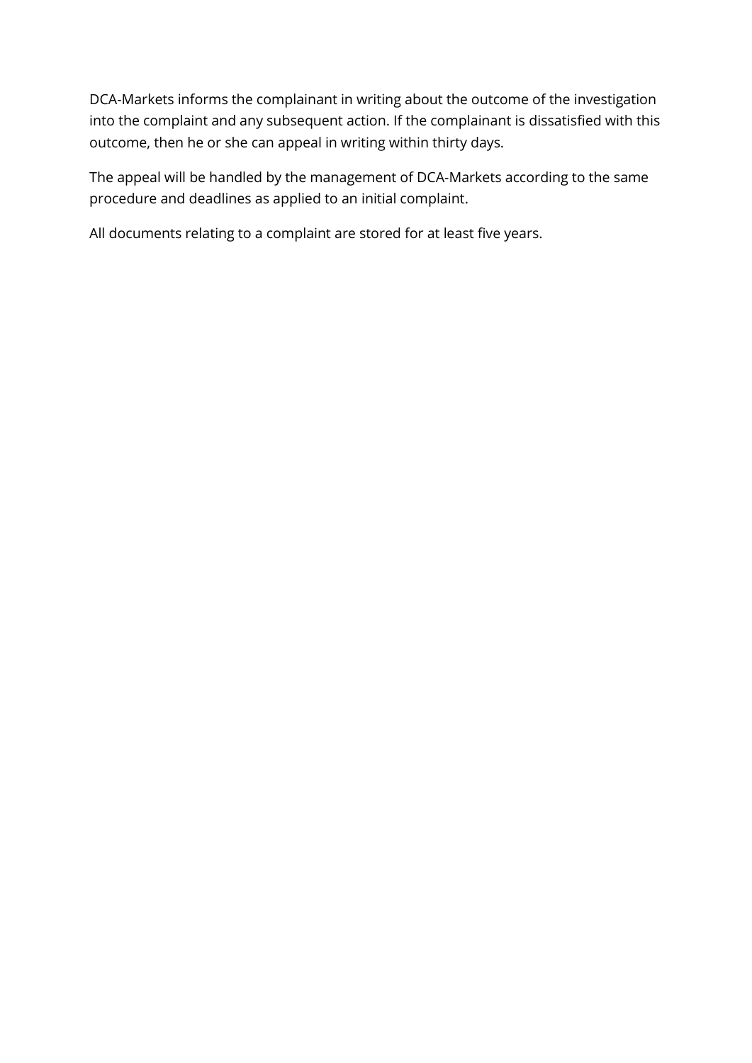DCA-Markets informs the complainant in writing about the outcome of the investigation into the complaint and any subsequent action. If the complainant is dissatisfied with this outcome, then he or she can appeal in writing within thirty days.

The appeal will be handled by the management of DCA-Markets according to the same procedure and deadlines as applied to an initial complaint.

All documents relating to a complaint are stored for at least five years.